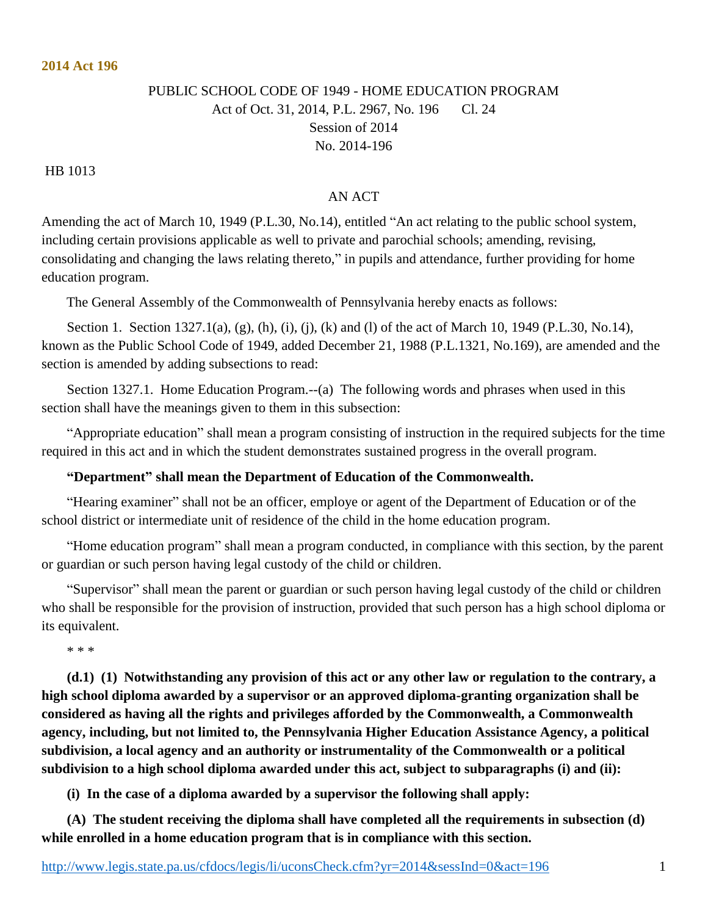**2014 Act 196**

PUBLIC SCHOOL CODE OF 1949 - HOME EDUCATION PROGRAM
Act of Oct. 31, 2014, P.L. 2967, No. 196 Cl. 24
Session of 2014
No. 2014-196

HB 1013

AN ACT

Amending the act of March 10, 1949 (P.L.30, No.14), entitled "An act relating to the public school system, including certain provisions applicable as well to private and parochial schools; amending, revising, consolidating and changing the laws relating thereto," in pupils and attendance, further providing for home education program.

The General Assembly of the Commonwealth of Pennsylvania hereby enacts as follows:

Section 1. Section 1327.1(a), (g), (h), (i), (j), (k) and (l) of the act of March 10, 1949 (P.L.30, No.14), known as the Public School Code of 1949, added December 21, 1988 (P.L.1321, No.169), are amended and the section is amended by adding subsections to read:

Section 1327.1. Home Education Program.--(a) The following words and phrases when used in this section shall have the meanings given to them in this subsection:

"Appropriate education" shall mean a program consisting of instruction in the required subjects for the time required in this act and in which the student demonstrates sustained progress in the overall program.

**"Department" shall mean the Department of Education of the Commonwealth.**

"Hearing examiner" shall not be an officer, employe or agent of the Department of Education or of the school district or intermediate unit of residence of the child in the home education program.

"Home education program" shall mean a program conducted, in compliance with this section, by the parent or guardian or such person having legal custody of the child or children.

"Supervisor" shall mean the parent or guardian or such person having legal custody of the child or children who shall be responsible for the provision of instruction, provided that such person has a high school diploma or its equivalent.

\* \* \*

**(d.1) (1) Notwithstanding any provision of this act or any other law or regulation to the contrary, a high school diploma awarded by a supervisor or an approved diploma-granting organization shall be considered as having all the rights and privileges afforded by the Commonwealth, a Commonwealth agency, including, but not limited to, the Pennsylvania Higher Education Assistance Agency, a political subdivision, a local agency and an authority or instrumentality of the Commonwealth or a political subdivision to a high school diploma awarded under this act, subject to subparagraphs (i) and (ii):**

**(i) In the case of a diploma awarded by a supervisor the following shall apply:**

**(A) The student receiving the diploma shall have completed all the requirements in subsection (d) while enrolled in a home education program that is in compliance with this section.**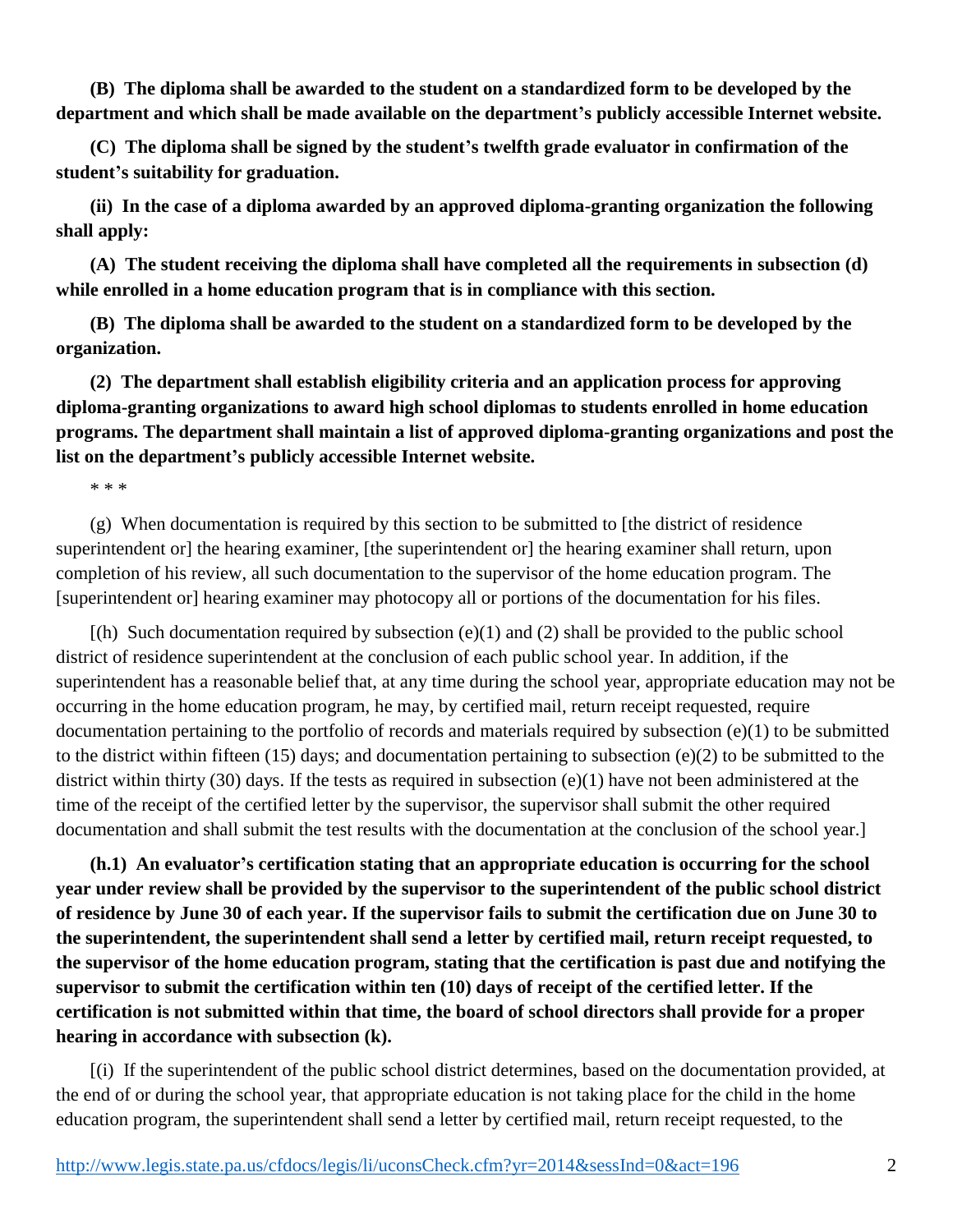**(B) The diploma shall be awarded to the student on a standardized form to be developed by the department and which shall be made available on the department's publicly accessible Internet website.**

**(C) The diploma shall be signed by the student's twelfth grade evaluator in confirmation of the student's suitability for graduation.**

**(ii) In the case of a diploma awarded by an approved diploma-granting organization the following shall apply:**

**(A) The student receiving the diploma shall have completed all the requirements in subsection (d) while enrolled in a home education program that is in compliance with this section.**

**(B) The diploma shall be awarded to the student on a standardized form to be developed by the organization.**

**(2) The department shall establish eligibility criteria and an application process for approving diploma-granting organizations to award high school diplomas to students enrolled in home education programs. The department shall maintain a list of approved diploma-granting organizations and post the list on the department's publicly accessible Internet website.**

\* \* \*

(g) When documentation is required by this section to be submitted to [the district of residence superintendent or] the hearing examiner, [the superintendent or] the hearing examiner shall return, upon completion of his review, all such documentation to the supervisor of the home education program. The [superintendent or] hearing examiner may photocopy all or portions of the documentation for his files.

[(h) Such documentation required by subsection (e)(1) and (2) shall be provided to the public school district of residence superintendent at the conclusion of each public school year. In addition, if the superintendent has a reasonable belief that, at any time during the school year, appropriate education may not be occurring in the home education program, he may, by certified mail, return receipt requested, require documentation pertaining to the portfolio of records and materials required by subsection (e)(1) to be submitted to the district within fifteen (15) days; and documentation pertaining to subsection (e)(2) to be submitted to the district within thirty (30) days. If the tests as required in subsection (e)(1) have not been administered at the time of the receipt of the certified letter by the supervisor, the supervisor shall submit the other required documentation and shall submit the test results with the documentation at the conclusion of the school year.]

**(h.1) An evaluator's certification stating that an appropriate education is occurring for the school year under review shall be provided by the supervisor to the superintendent of the public school district of residence by June 30 of each year. If the supervisor fails to submit the certification due on June 30 to the superintendent, the superintendent shall send a letter by certified mail, return receipt requested, to the supervisor of the home education program, stating that the certification is past due and notifying the supervisor to submit the certification within ten (10) days of receipt of the certified letter. If the certification is not submitted within that time, the board of school directors shall provide for a proper hearing in accordance with subsection (k).**

[(i) If the superintendent of the public school district determines, based on the documentation provided, at the end of or during the school year, that appropriate education is not taking place for the child in the home education program, the superintendent shall send a letter by certified mail, return receipt requested, to the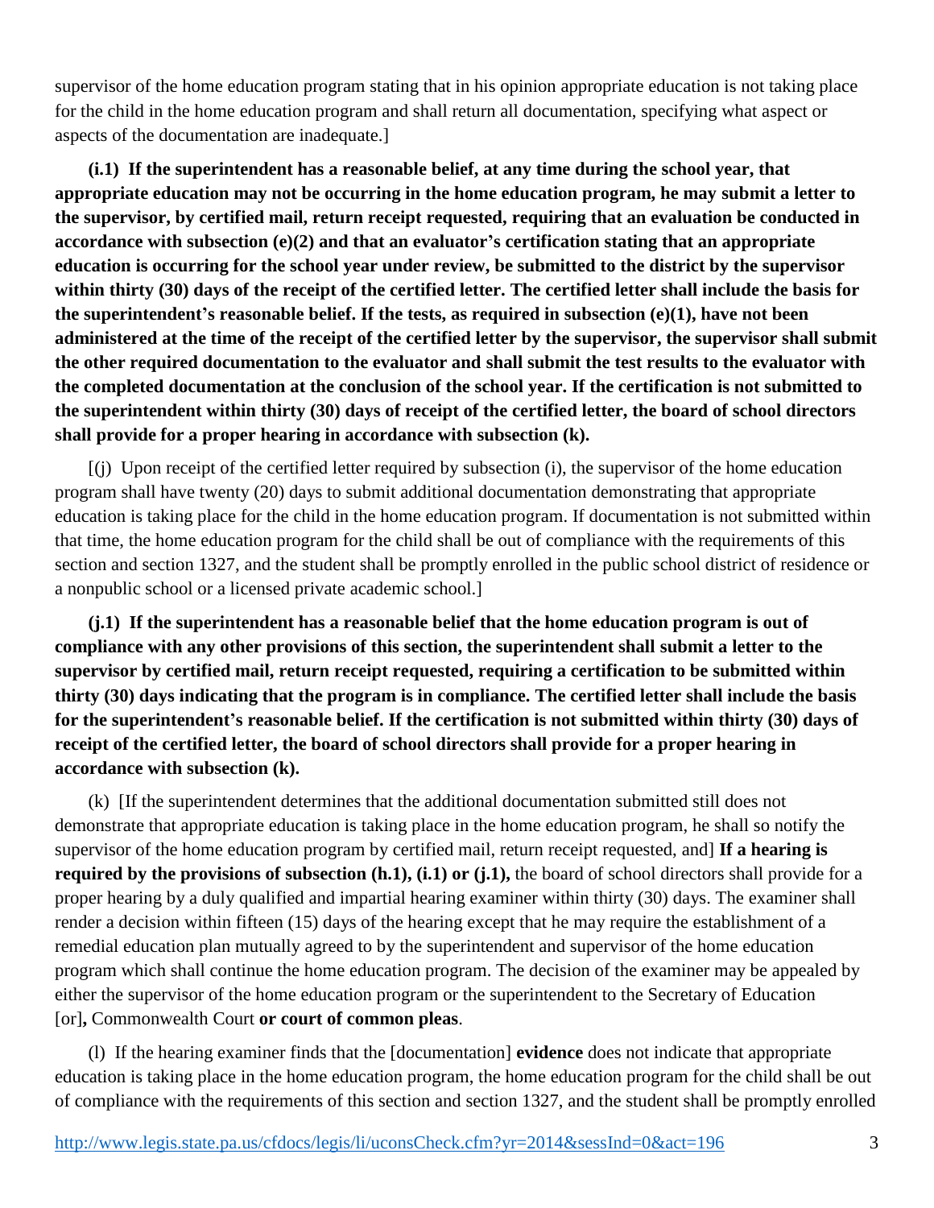supervisor of the home education program stating that in his opinion appropriate education is not taking place for the child in the home education program and shall return all documentation, specifying what aspect or aspects of the documentation are inadequate.]

**(i.1) If the superintendent has a reasonable belief, at any time during the school year, that appropriate education may not be occurring in the home education program, he may submit a letter to the supervisor, by certified mail, return receipt requested, requiring that an evaluation be conducted in accordance with subsection (e)(2) and that an evaluator's certification stating that an appropriate education is occurring for the school year under review, be submitted to the district by the supervisor within thirty (30) days of the receipt of the certified letter. The certified letter shall include the basis for the superintendent's reasonable belief. If the tests, as required in subsection (e)(1), have not been administered at the time of the receipt of the certified letter by the supervisor, the supervisor shall submit the other required documentation to the evaluator and shall submit the test results to the evaluator with the completed documentation at the conclusion of the school year. If the certification is not submitted to the superintendent within thirty (30) days of receipt of the certified letter, the board of school directors shall provide for a proper hearing in accordance with subsection (k).**

[(j) Upon receipt of the certified letter required by subsection (i), the supervisor of the home education program shall have twenty (20) days to submit additional documentation demonstrating that appropriate education is taking place for the child in the home education program. If documentation is not submitted within that time, the home education program for the child shall be out of compliance with the requirements of this section and section 1327, and the student shall be promptly enrolled in the public school district of residence or a nonpublic school or a licensed private academic school.]

**(j.1) If the superintendent has a reasonable belief that the home education program is out of compliance with any other provisions of this section, the superintendent shall submit a letter to the supervisor by certified mail, return receipt requested, requiring a certification to be submitted within thirty (30) days indicating that the program is in compliance. The certified letter shall include the basis for the superintendent's reasonable belief. If the certification is not submitted within thirty (30) days of receipt of the certified letter, the board of school directors shall provide for a proper hearing in accordance with subsection (k).**

(k) [If the superintendent determines that the additional documentation submitted still does not demonstrate that appropriate education is taking place in the home education program, he shall so notify the supervisor of the home education program by certified mail, return receipt requested, and] **If a hearing is required by the provisions of subsection (h.1), (i.1) or (j.1),** the board of school directors shall provide for a proper hearing by a duly qualified and impartial hearing examiner within thirty (30) days. The examiner shall render a decision within fifteen (15) days of the hearing except that he may require the establishment of a remedial education plan mutually agreed to by the superintendent and supervisor of the home education program which shall continue the home education program. The decision of the examiner may be appealed by either the supervisor of the home education program or the superintendent to the Secretary of Education [or]**,** Commonwealth Court **or court of common pleas**.

(l) If the hearing examiner finds that the [documentation] **evidence** does not indicate that appropriate education is taking place in the home education program, the home education program for the child shall be out of compliance with the requirements of this section and section 1327, and the student shall be promptly enrolled

http://www.legis.state.pa.us/cfdocs/legis/li/uconsCheck.cfm?yr=2014&sessInd=0&act=196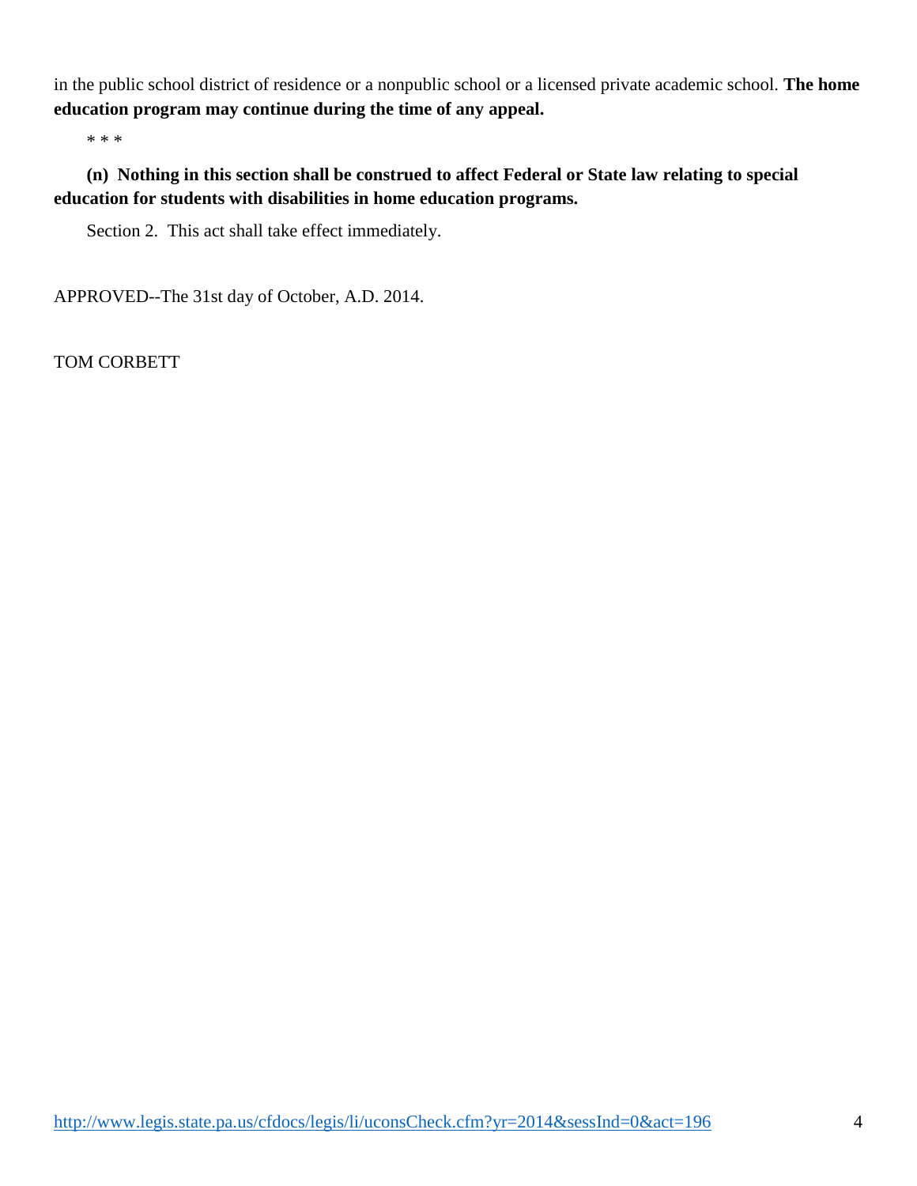in the public school district of residence or a nonpublic school or a licensed private academic school. **The home education program may continue during the time of any appeal.**

* * *

**(n) Nothing in this section shall be construed to affect Federal or State law relating to special education for students with disabilities in home education programs.**

Section 2. This act shall take effect immediately.

APPROVED--The 31st day of October, A.D. 2014.

TOM CORBETT